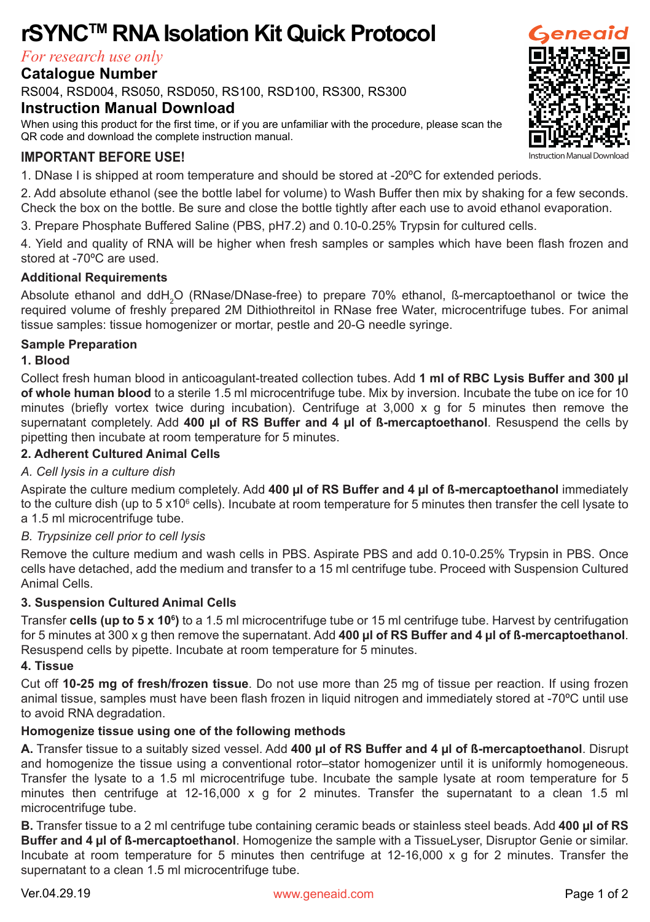# rSYNC™ RNA Isolation Kit Quick Protocol

*For research use only*

**Catalogue Number**

RS004, RSD004, RS050, RSD050, RS100, RSD100, RS300, RS300

**Instruction Manual Download**

When using this product for the first time, or if you are unfamiliar with the procedure, please scan the QR code and download the complete instruction manual.

Instruction Manual Download

## IMPORTANT BEFORE USE!

1. DNase I is shipped at room temperature and should be stored at -20ºC for extended periods.
2. Add absolute ethanol (see the bottle label for volume) to Wash Buffer then mix by shaking for a few seconds. Check the box on the bottle. Be sure and close the bottle tightly after each use to avoid ethanol evaporation.
3. Prepare Phosphate Buffered Saline (PBS, pH7.2) and 0.10-0.25% Trypsin for cultured cells.
4. Yield and quality of RNA will be higher when fresh samples or samples which have been flash frozen and stored at -70ºC are used.

### Additional Requirements

Absolute ethanol and $ddH_2O$ (RNase/DNase-free) to prepare 70% ethanol, ß-mercaptoethanol or twice the required volume of freshly prepared 2M Dithiothreitol in RNase free Water, microcentrifuge tubes. For animal tissue samples: tissue homogenizer or mortar, pestle and 20-G needle syringe.

### Sample Preparation

#### 1. Blood

Collect fresh human blood in anticoagulant-treated collection tubes. Add **1 ml of RBC Lysis Buffer and 300 µl of whole human blood** to a sterile 1.5 ml microcentrifuge tube. Mix by inversion. Incubate the tube on ice for 10 minutes (briefly vortex twice during incubation). Centrifuge at 3,000 x g for 5 minutes then remove the supernatant completely. Add **400 µl of RS Buffer and 4 µl of ß-mercaptoethanol**. Resuspend the cells by pipetting then incubate at room temperature for 5 minutes.

#### 2. Adherent Cultured Animal Cells

*A. Cell lysis in a culture dish*

Aspirate the culture medium completely. Add **400 µl of RS Buffer and 4 µl of ß-mercaptoethanol** immediately to the culture dish (up to $5 \times 10^6$ cells). Incubate at room temperature for 5 minutes then transfer the cell lysate to a 1.5 ml microcentrifuge tube.

*B. Trypsinize cell prior to cell lysis*

Remove the culture medium and wash cells in PBS. Aspirate PBS and add 0.10-0.25% Trypsin in PBS. Once cells have detached, add the medium and transfer to a 15 ml centrifuge tube. Proceed with Suspension Cultured Animal Cells.

#### 3. Suspension Cultured Animal Cells

Transfer **cells (up to $5 \times 10^6$)** to a 1.5 ml microcentrifuge tube or 15 ml centrifuge tube. Harvest by centrifugation for 5 minutes at 300 x g then remove the supernatant. Add **400 µl of RS Buffer and 4 µl of ß-mercaptoethanol**. Resuspend cells by pipette. Incubate at room temperature for 5 minutes.

#### 4. Tissue

Cut off **10-25 mg of fresh/frozen tissue**. Do not use more than 25 mg of tissue per reaction. If using frozen animal tissue, samples must have been flash frozen in liquid nitrogen and immediately stored at -70ºC until use to avoid RNA degradation.

**Homogenize tissue using one of the following methods**

**A.** Transfer tissue to a suitably sized vessel. Add **400 µl of RS Buffer and 4 µl of ß-mercaptoethanol**. Disrupt and homogenize the tissue using a conventional rotor–stator homogenizer until it is uniformly homogeneous. Transfer the lysate to a 1.5 ml microcentrifuge tube. Incubate the sample lysate at room temperature for 5 minutes then centrifuge at 12-16,000 x g for 2 minutes. Transfer the supernatant to a clean 1.5 ml microcentrifuge tube.

**B.** Transfer tissue to a 2 ml centrifuge tube containing ceramic beads or stainless steel beads. Add **400 µl of RS Buffer and 4 µl of ß-mercaptoethanol**. Homogenize the sample with a TissueLyser, Disruptor Genie or similar. Incubate at room temperature for 5 minutes then centrifuge at 12-16,000 x g for 2 minutes. Transfer the supernatant to a clean 1.5 ml microcentrifuge tube.

Ver.04.29.19

www.geneaid.com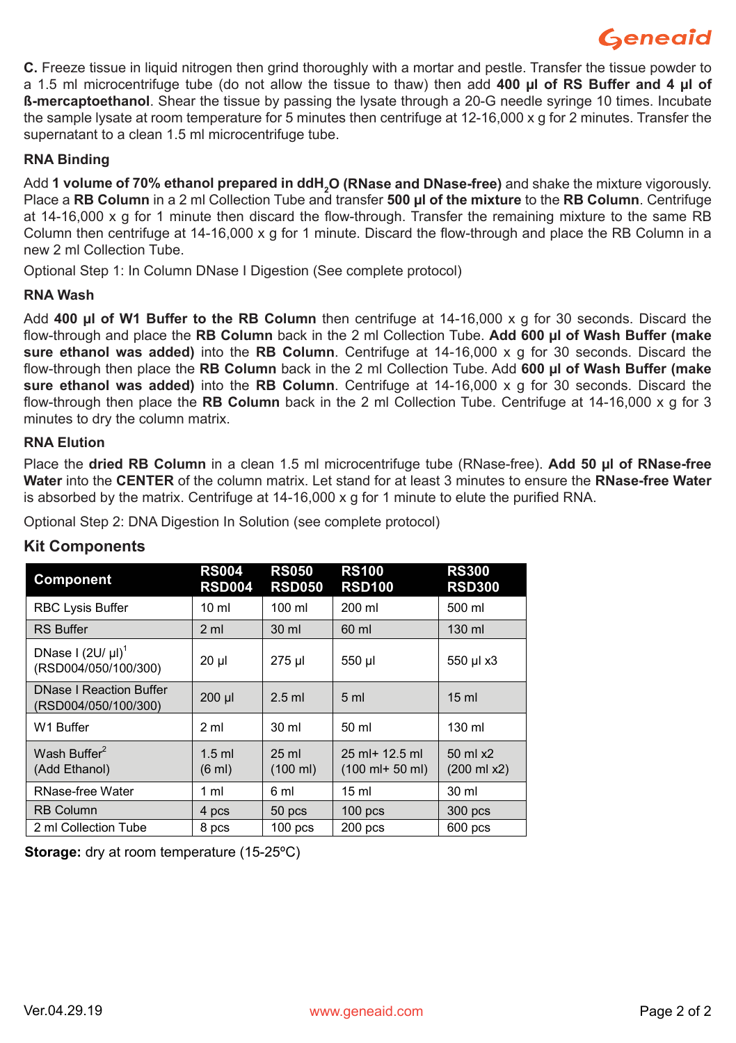**C.** Freeze tissue in liquid nitrogen then grind thoroughly with a mortar and pestle. Transfer the tissue powder to a 1.5 ml microcentrifuge tube (do not allow the tissue to thaw) then add **400 µl of RS Buffer and 4 µl of ß-mercaptoethanol**. Shear the tissue by passing the lysate through a 20-G needle syringe 10 times. Incubate the sample lysate at room temperature for 5 minutes then centrifuge at 12-16,000 x g for 2 minutes. Transfer the supernatant to a clean 1.5 ml microcentrifuge tube.

### RNA Binding

Add **1 volume of 70% ethanol prepared in ddH$_2$O (RNase and DNase-free)** and shake the mixture vigorously. Place a **RB Column** in a 2 ml Collection Tube and transfer **500 µl of the mixture** to the **RB Column**. Centrifuge at 14-16,000 x g for 1 minute then discard the flow-through. Transfer the remaining mixture to the same RB Column then centrifuge at 14-16,000 x g for 1 minute. Discard the flow-through and place the RB Column in a new 2 ml Collection Tube.

Optional Step 1: In Column DNase I Digestion (See complete protocol)

### RNA Wash

Add **400 µl of W1 Buffer to the RB Column** then centrifuge at 14-16,000 x g for 30 seconds. Discard the flow-through and place the **RB Column** back in the 2 ml Collection Tube. **Add 600 µl of Wash Buffer (make sure ethanol was added)** into the **RB Column**. Centrifuge at 14-16,000 x g for 30 seconds. Discard the flow-through then place the **RB Column** back in the 2 ml Collection Tube. Add **600 µl of Wash Buffer (make sure ethanol was added)** into the **RB Column**. Centrifuge at 14-16,000 x g for 30 seconds. Discard the flow-through then place the **RB Column** back in the 2 ml Collection Tube. Centrifuge at 14-16,000 x g for 3 minutes to dry the column matrix.

### RNA Elution

Place the **dried RB Column** in a clean 1.5 ml microcentrifuge tube (RNase-free). **Add 50 µl of RNase-free Water** into the **CENTER** of the column matrix. Let stand for at least 3 minutes to ensure the **RNase-free Water** is absorbed by the matrix. Centrifuge at 14-16,000 x g for 1 minute to elute the purified RNA.

Optional Step 2: DNA Digestion In Solution (see complete protocol)

## Kit Components

| Component | RS004 RSD004 | RS050 RSD050 | RS100 RSD100 | RS300 RSD300 |
|---|---|---|---|---|
| RBC Lysis Buffer | 10 ml | 100 ml | 200 ml | 500 ml |
| RS Buffer | 2 ml | 30 ml | 60 ml | 130 ml |
| DNase I (2U/ µl)[1] (RSD004/050/100/300) | 20 µl | 275 µl | 550 µl | 550 µl x3 |
| DNase I Reaction Buffer (RSD004/050/100/300) | 200 µl | 2.5 ml | 5 ml | 15 ml |
| W1 Buffer | 2 ml | 30 ml | 50 ml | 130 ml |
| Wash Buffer[2] (Add Ethanol) | 1.5 ml (6 ml) | 25 ml (100 ml) | 25 ml+ 12.5 ml (100 ml+ 50 ml) | 50 ml x2 (200 ml x2) |
| RNase-free Water | 1 ml | 6 ml | 15 ml | 30 ml |
| RB Column | 4 pcs | 50 pcs | 100 pcs | 300 pcs |
| 2 ml Collection Tube | 8 pcs | 100 pcs | 200 pcs | 600 pcs |

**Storage:** dry at room temperature (15-25ºC)

Ver.04.29.19